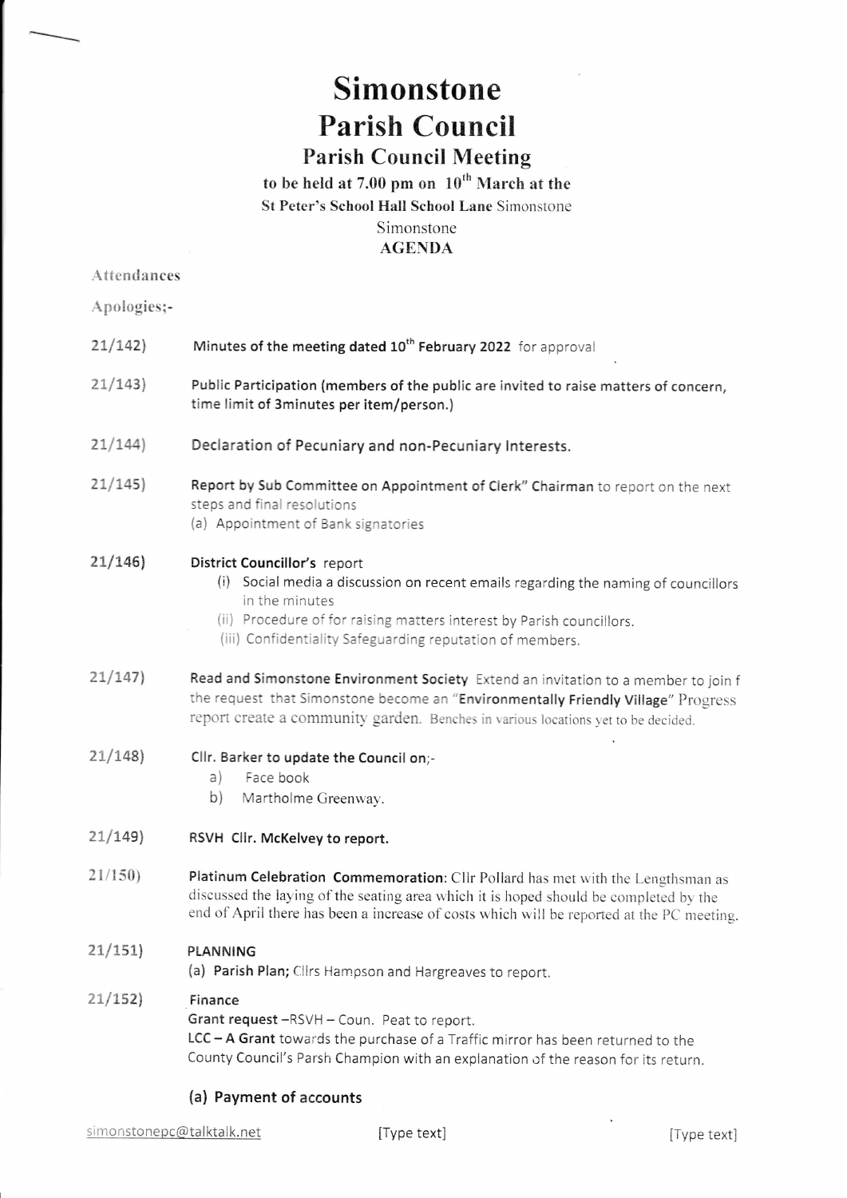# Simonstone
# Parish Council
## Parish Council Meeting

**to be held at 7.00 pm on 10th March at the**
**St Peter's School Hall School Lane** Simonstone
Simonstone
**AGENDA**

Attendances

Apologies;-

21/142) **Minutes of the meeting dated 10th February 2022** for approval

21/143) **Public Participation (members of the public are invited to raise matters of concern, time limit of 3minutes per item/person.)**

21/144) **Declaration of Pecuniary and non-Pecuniary Interests.**

21/145) **Report by Sub Committee on Appointment of Clerk" Chairman** to report on the next steps and final resolutions
(a) Appointment of Bank signatories

21/146) **District Councillor's** report
(i) Social media a discussion on recent emails regarding the naming of councillors in the minutes
(ii) Procedure of for raising matters interest by Parish councillors.
(iii) Confidentiality Safeguarding reputation of members.

21/147) **Read and Simonstone Environment Society** Extend an invitation to a member to join f the request that Simonstone become an "**Environmentally Friendly Village**" Progress report create a community garden. Benches in various locations yet to be decided.

21/148) **Cllr. Barker to update the Council on;-**
a) Face book
b) Martholme Greenway.

21/149) **RSVH Cllr. McKelvey to report.**

21/150) **Platinum Celebration Commemoration**: Cllr Pollard has met with the Lengthsman as discussed the laying of the seating area which it is hoped should be completed by the end of April there has been a increase of costs which will be reported at the PC meeting.

21/151) **PLANNING**
(a) **Parish Plan;** Cllrs Hampson and Hargreaves to report.

21/152) **Finance**
**Grant request** –RSVH – Coun. Peat to report.
**LCC – A Grant** towards the purchase of a Traffic mirror has been returned to the County Council's Parsh Champion with an explanation of the reason for its return.

### (a) Payment of accounts

simonstonepc@talktalk.net [Type text] [Type text]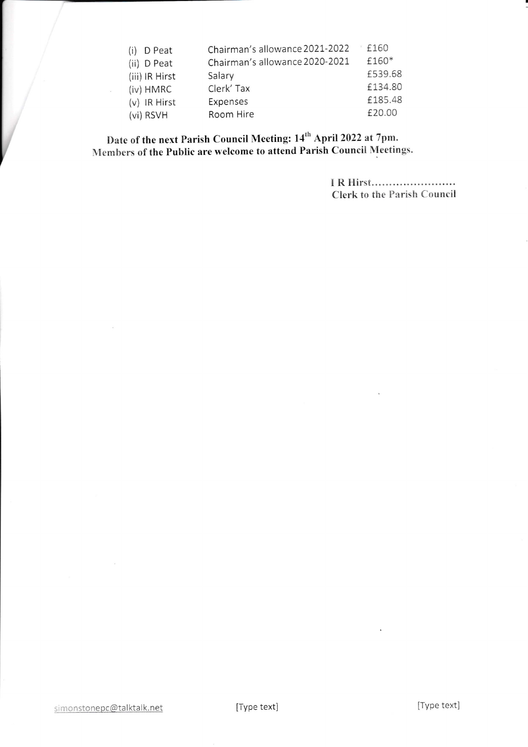| | | |
|---|---|---|
| (i) D Peat | Chairman's allowance 2021-2022 | £160 |
| (ii) D Peat | Chairman's allowance 2020-2021 | £160* |
| (iii) IR Hirst | Salary | £539.68 |
| (iv) HMRC | Clerk' Tax | £134.80 |
| (v) IR Hirst | Expenses | £185.48 |
| (vi) RSVH | Room Hire | £20.00 |

**Date of the next Parish Council Meeting: 14th April 2022 at 7pm.**
**Members of the Public are welcome to attend Parish Council Meetings.**

**I R Hirst……………………**
**Clerk to the Parish Council**

simonstonepc@talktalk.net [Type text] [Type text]